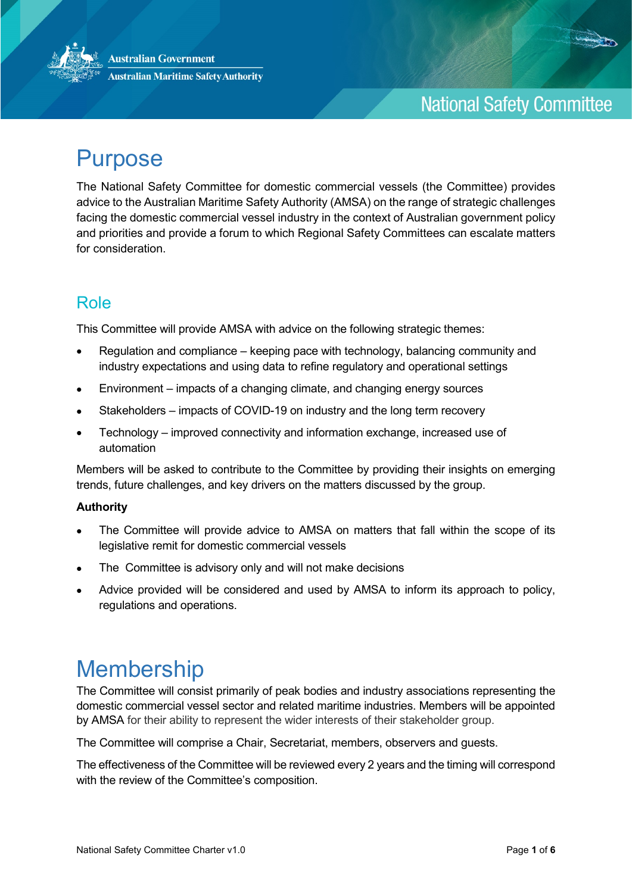Australian Government

Australian Maritime Safety Authority

National Safety Committee

# Purpose

The National Safety Committee for domestic commercial vessels (the Committee) provides advice to the Australian Maritime Safety Authority (AMSA) on the range of strategic challenges facing the domestic commercial vessel industry in the context of Australian government policy and priorities and provide a forum to which Regional Safety Committees can escalate matters for consideration.

## Role

This Committee will provide AMSA with advice on the following strategic themes:

- Regulation and compliance – keeping pace with technology, balancing community and industry expectations and using data to refine regulatory and operational settings
- Environment – impacts of a changing climate, and changing energy sources
- Stakeholders – impacts of COVID-19 on industry and the long term recovery
- Technology – improved connectivity and information exchange, increased use of automation

Members will be asked to contribute to the Committee by providing their insights on emerging trends, future challenges, and key drivers on the matters discussed by the group.

**Authority**

- The Committee will provide advice to AMSA on matters that fall within the scope of its legislative remit for domestic commercial vessels
- The Committee is advisory only and will not make decisions
- Advice provided will be considered and used by AMSA to inform its approach to policy, regulations and operations.

# Membership

The Committee will consist primarily of peak bodies and industry associations representing the domestic commercial vessel sector and related maritime industries. Members will be appointed by AMSA for their ability to represent the wider interests of their stakeholder group.

The Committee will comprise a Chair, Secretariat, members, observers and guests.

The effectiveness of the Committee will be reviewed every 2 years and the timing will correspond with the review of the Committee's composition.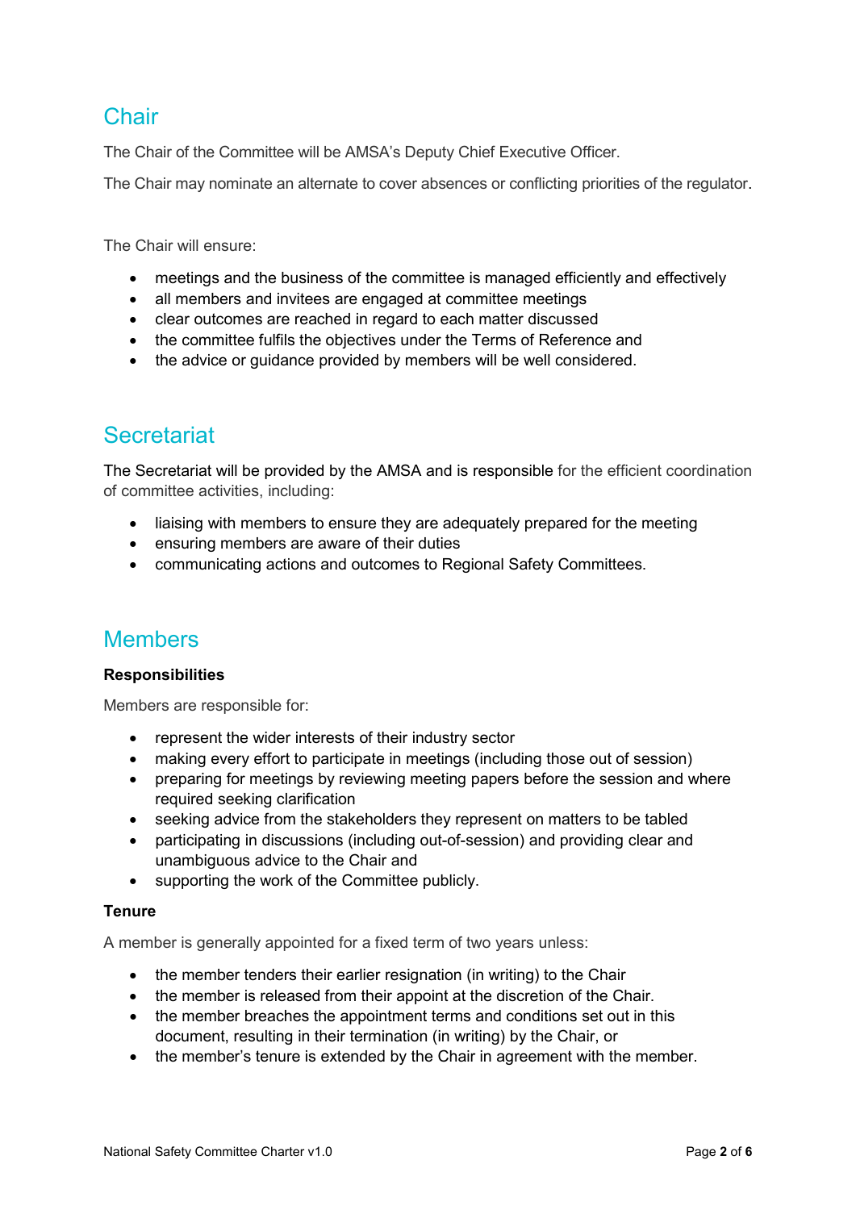## Chair

The Chair of the Committee will be AMSA's Deputy Chief Executive Officer.

The Chair may nominate an alternate to cover absences or conflicting priorities of the regulator.

The Chair will ensure:

- meetings and the business of the committee is managed efficiently and effectively
- all members and invitees are engaged at committee meetings
- clear outcomes are reached in regard to each matter discussed
- the committee fulfils the objectives under the Terms of Reference and
- the advice or guidance provided by members will be well considered.

## Secretariat

The Secretariat will be provided by the AMSA and is responsible for the efficient coordination of committee activities, including:

- liaising with members to ensure they are adequately prepared for the meeting
- ensuring members are aware of their duties
- communicating actions and outcomes to Regional Safety Committees.

## Members

**Responsibilities**

Members are responsible for:

- represent the wider interests of their industry sector
- making every effort to participate in meetings (including those out of session)
- preparing for meetings by reviewing meeting papers before the session and where required seeking clarification
- seeking advice from the stakeholders they represent on matters to be tabled
- participating in discussions (including out-of-session) and providing clear and unambiguous advice to the Chair and
- supporting the work of the Committee publicly.

**Tenure**

A member is generally appointed for a fixed term of two years unless:

- the member tenders their earlier resignation (in writing) to the Chair
- the member is released from their appoint at the discretion of the Chair.
- the member breaches the appointment terms and conditions set out in this document, resulting in their termination (in writing) by the Chair, or
- the member's tenure is extended by the Chair in agreement with the member.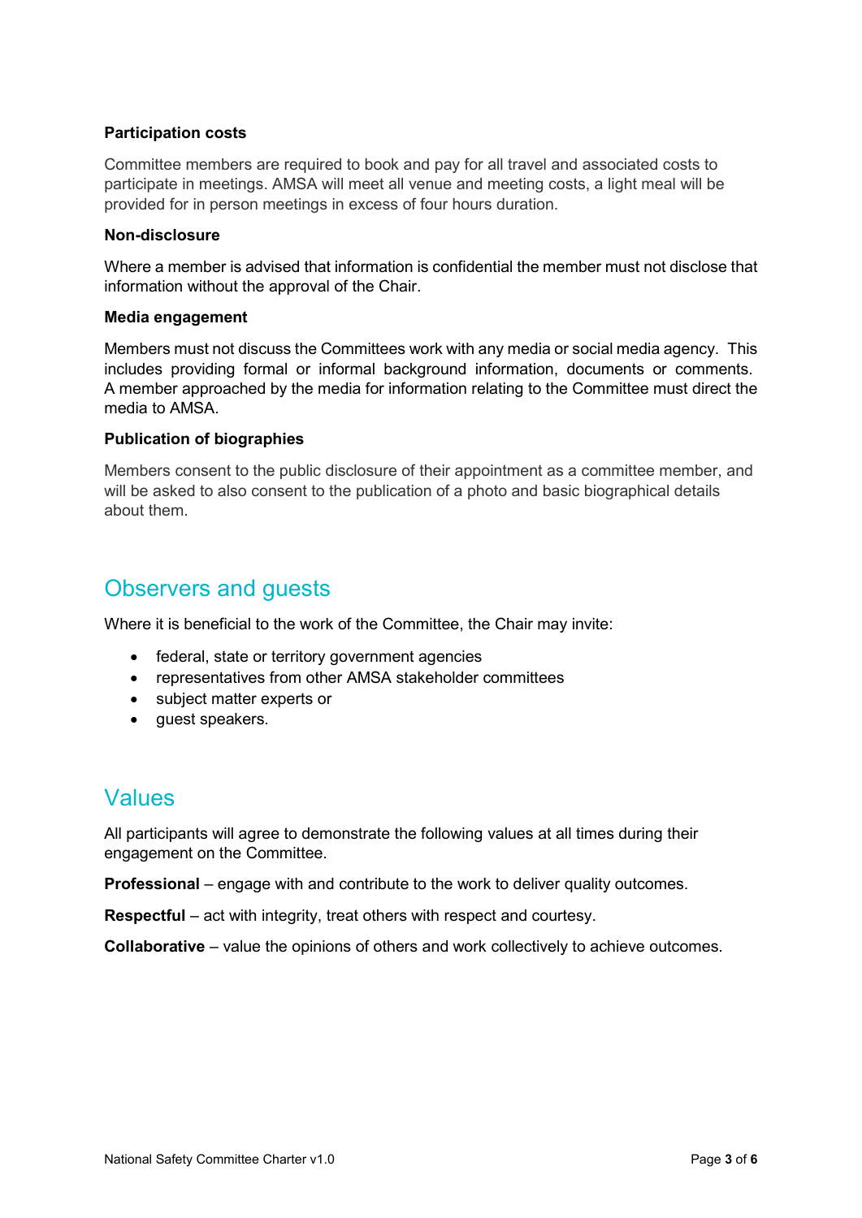### Participation costs

Committee members are required to book and pay for all travel and associated costs to participate in meetings. AMSA will meet all venue and meeting costs, a light meal will be provided for in person meetings in excess of four hours duration.

### Non-disclosure

Where a member is advised that information is confidential the member must not disclose that information without the approval of the Chair.

### Media engagement

Members must not discuss the Committees work with any media or social media agency. This includes providing formal or informal background information, documents or comments. A member approached by the media for information relating to the Committee must direct the media to AMSA.

### Publication of biographies

Members consent to the public disclosure of their appointment as a committee member, and will be asked to also consent to the publication of a photo and basic biographical details about them.

## Observers and guests

Where it is beneficial to the work of the Committee, the Chair may invite:

- federal, state or territory government agencies
- representatives from other AMSA stakeholder committees
- subject matter experts or
- guest speakers.

## Values

All participants will agree to demonstrate the following values at all times during their engagement on the Committee.

**Professional** – engage with and contribute to the work to deliver quality outcomes.

**Respectful** – act with integrity, treat others with respect and courtesy.

**Collaborative** – value the opinions of others and work collectively to achieve outcomes.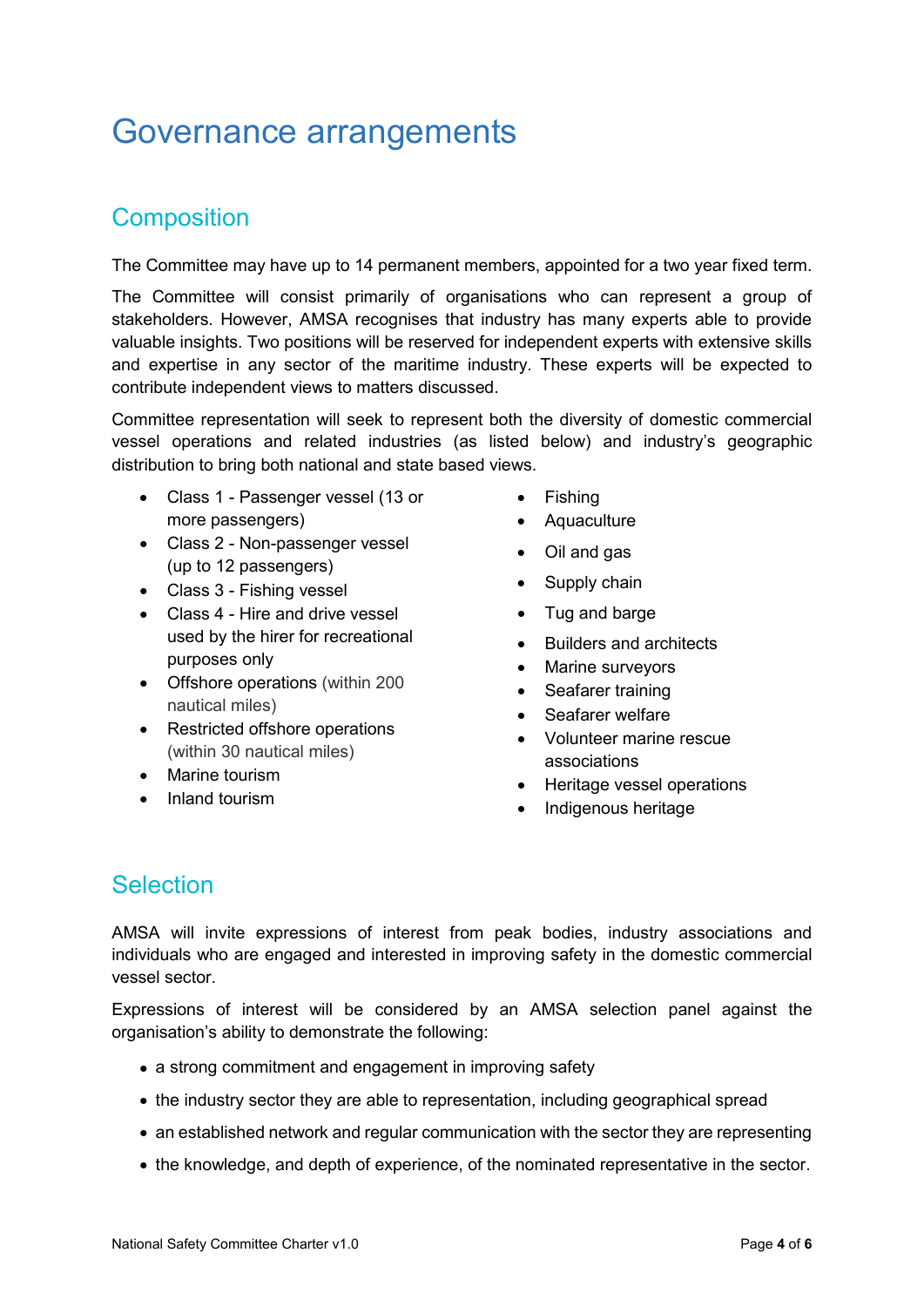# Governance arrangements

## Composition

The Committee may have up to 14 permanent members, appointed for a two year fixed term.

The Committee will consist primarily of organisations who can represent a group of stakeholders. However, AMSA recognises that industry has many experts able to provide valuable insights. Two positions will be reserved for independent experts with extensive skills and expertise in any sector of the maritime industry. These experts will be expected to contribute independent views to matters discussed.

Committee representation will seek to represent both the diversity of domestic commercial vessel operations and related industries (as listed below) and industry's geographic distribution to bring both national and state based views.

- Class 1 - Passenger vessel (13 or more passengers)
- Class 2 - Non-passenger vessel (up to 12 passengers)
- Class 3 - Fishing vessel
- Class 4 - Hire and drive vessel used by the hirer for recreational purposes only
- Offshore operations (within 200 nautical miles)
- Restricted offshore operations (within 30 nautical miles)
- Marine tourism
- Inland tourism
- Fishing
- Aquaculture
- Oil and gas
- Supply chain
- Tug and barge
- Builders and architects
- Marine surveyors
- Seafarer training
- Seafarer welfare
- Volunteer marine rescue associations
- Heritage vessel operations
- Indigenous heritage

## Selection

AMSA will invite expressions of interest from peak bodies, industry associations and individuals who are engaged and interested in improving safety in the domestic commercial vessel sector.

Expressions of interest will be considered by an AMSA selection panel against the organisation's ability to demonstrate the following:

- a strong commitment and engagement in improving safety
- the industry sector they are able to representation, including geographical spread
- an established network and regular communication with the sector they are representing
- the knowledge, and depth of experience, of the nominated representative in the sector.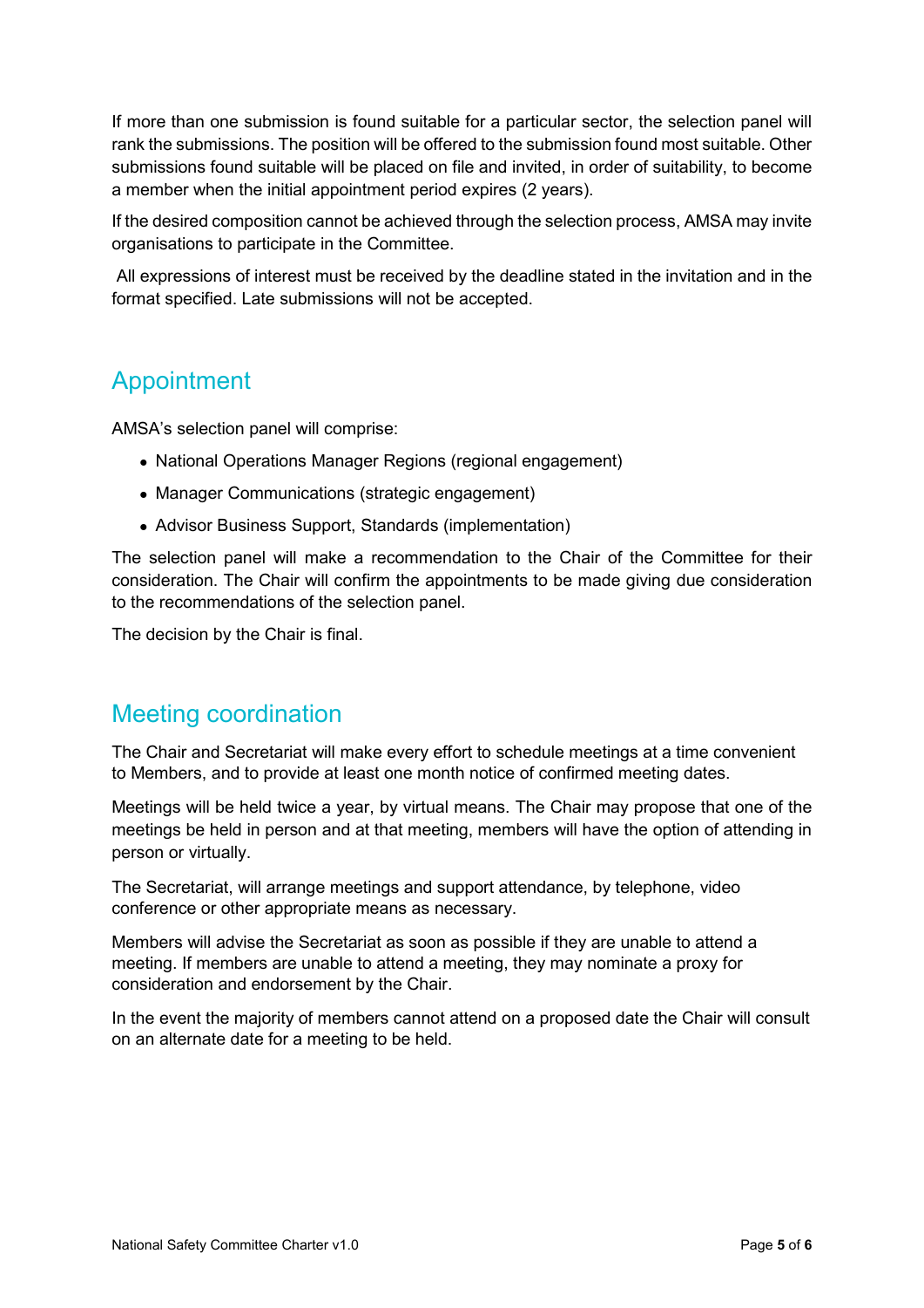If more than one submission is found suitable for a particular sector, the selection panel will rank the submissions. The position will be offered to the submission found most suitable. Other submissions found suitable will be placed on file and invited, in order of suitability, to become a member when the initial appointment period expires (2 years).

If the desired composition cannot be achieved through the selection process, AMSA may invite organisations to participate in the Committee.

All expressions of interest must be received by the deadline stated in the invitation and in the format specified. Late submissions will not be accepted.

## Appointment

AMSA's selection panel will comprise:

- National Operations Manager Regions (regional engagement)
- Manager Communications (strategic engagement)
- Advisor Business Support, Standards (implementation)

The selection panel will make a recommendation to the Chair of the Committee for their consideration. The Chair will confirm the appointments to be made giving due consideration to the recommendations of the selection panel.

The decision by the Chair is final.

## Meeting coordination

The Chair and Secretariat will make every effort to schedule meetings at a time convenient to Members, and to provide at least one month notice of confirmed meeting dates.

Meetings will be held twice a year, by virtual means. The Chair may propose that one of the meetings be held in person and at that meeting, members will have the option of attending in person or virtually.

The Secretariat, will arrange meetings and support attendance, by telephone, video conference or other appropriate means as necessary.

Members will advise the Secretariat as soon as possible if they are unable to attend a meeting. If members are unable to attend a meeting, they may nominate a proxy for consideration and endorsement by the Chair.

In the event the majority of members cannot attend on a proposed date the Chair will consult on an alternate date for a meeting to be held.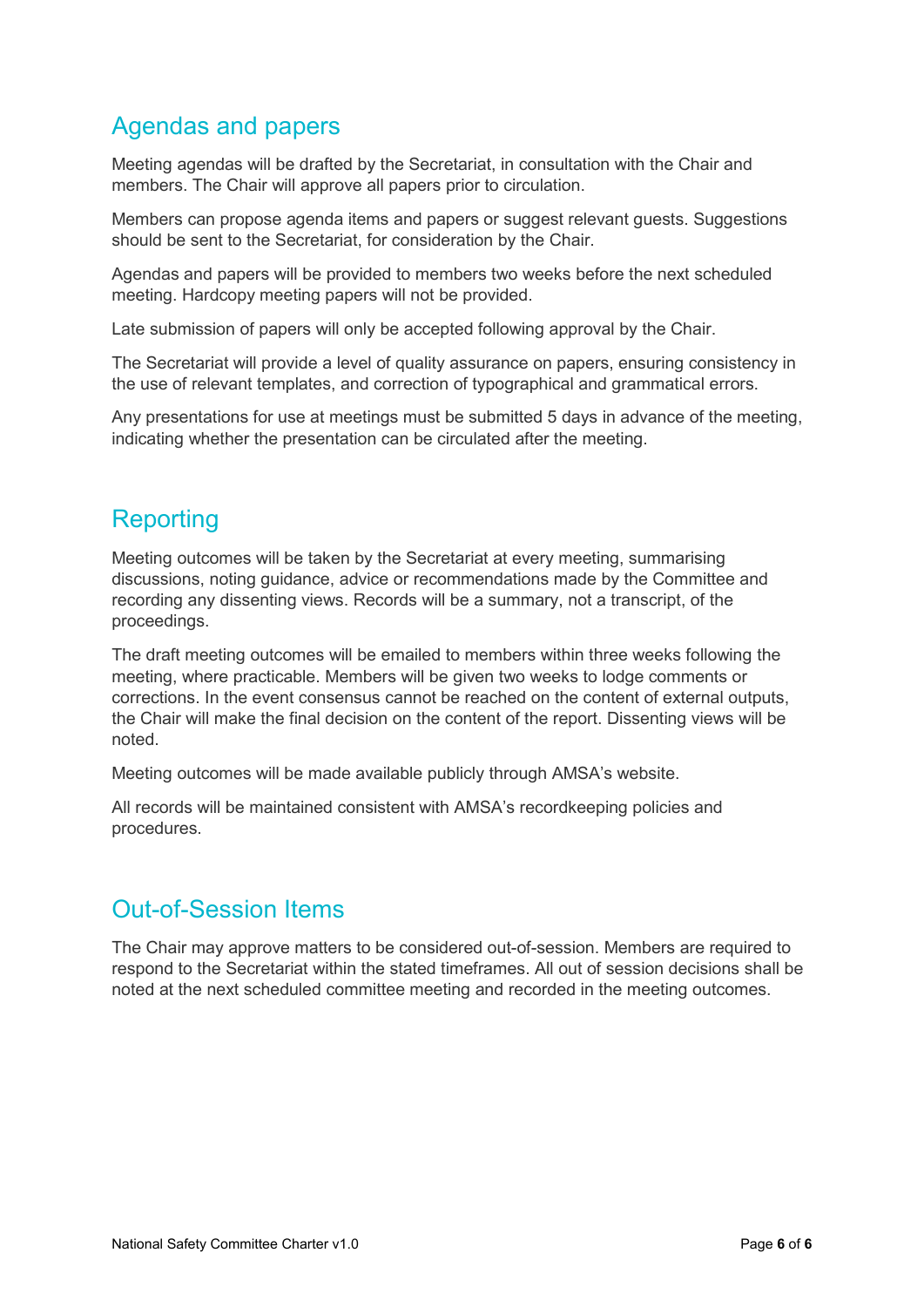## Agendas and papers

Meeting agendas will be drafted by the Secretariat, in consultation with the Chair and members. The Chair will approve all papers prior to circulation.

Members can propose agenda items and papers or suggest relevant guests. Suggestions should be sent to the Secretariat, for consideration by the Chair.

Agendas and papers will be provided to members two weeks before the next scheduled meeting. Hardcopy meeting papers will not be provided.

Late submission of papers will only be accepted following approval by the Chair.

The Secretariat will provide a level of quality assurance on papers, ensuring consistency in the use of relevant templates, and correction of typographical and grammatical errors.

Any presentations for use at meetings must be submitted 5 days in advance of the meeting, indicating whether the presentation can be circulated after the meeting.

## Reporting

Meeting outcomes will be taken by the Secretariat at every meeting, summarising discussions, noting guidance, advice or recommendations made by the Committee and recording any dissenting views. Records will be a summary, not a transcript, of the proceedings.

The draft meeting outcomes will be emailed to members within three weeks following the meeting, where practicable. Members will be given two weeks to lodge comments or corrections. In the event consensus cannot be reached on the content of external outputs, the Chair will make the final decision on the content of the report. Dissenting views will be noted.

Meeting outcomes will be made available publicly through AMSA's website.

All records will be maintained consistent with AMSA's recordkeeping policies and procedures.

## Out-of-Session Items

The Chair may approve matters to be considered out-of-session. Members are required to respond to the Secretariat within the stated timeframes. All out of session decisions shall be noted at the next scheduled committee meeting and recorded in the meeting outcomes.